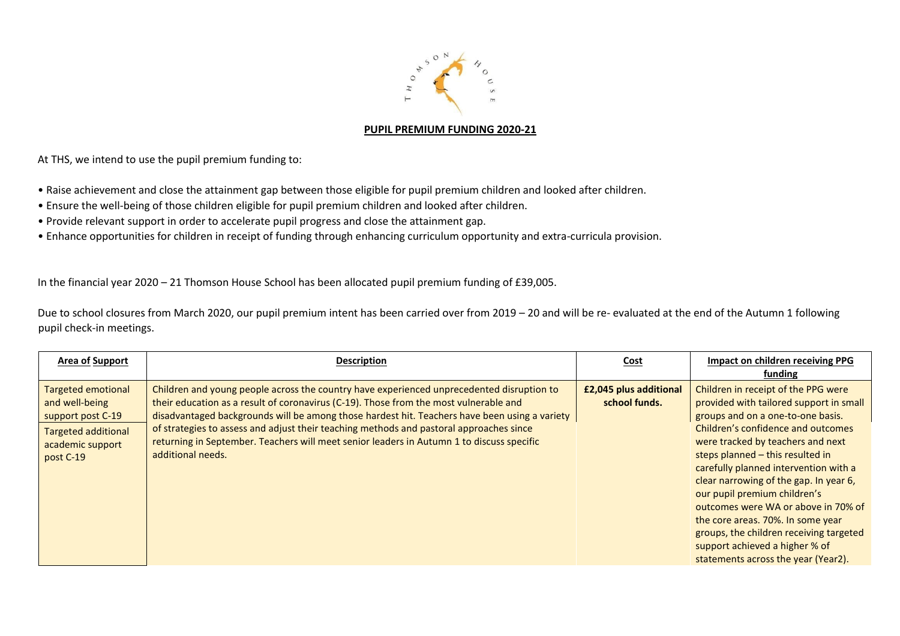**PUPIL PREMIUM FUNDING 2020-21**

At THS, we intend to use the pupil premium funding to:

- Raise achievement and close the attainment gap between those eligible for pupil premium children and looked after children.
- Ensure the well-being of those children eligible for pupil premium children and looked after children.
- Provide relevant support in order to accelerate pupil progress and close the attainment gap.
- Enhance opportunities for children in receipt of funding through enhancing curriculum opportunity and extra-curricula provision.

In the financial year 2020 – 21 Thomson House School has been allocated pupil premium funding of £39,005.

Due to school closures from March 2020, our pupil premium intent has been carried over from 2019 – 20 and will be re- evaluated at the end of the Autumn 1 following pupil check-in meetings.

| Area of Support | Description | Cost | Impact on children receiving PPG funding |
|---|---|---|---|
| Targeted emotional and well-being support post C-19<br><br>Targeted additional academic support post C-19 | Children and young people across the country have experienced unprecedented disruption to their education as a result of coronavirus (C-19). Those from the most vulnerable and disadvantaged backgrounds will be among those hardest hit. Teachers have been using a variety of strategies to assess and adjust their teaching methods and pastoral approaches since returning in September. Teachers will meet senior leaders in Autumn 1 to discuss specific additional needs. | **£2,045 plus additional school funds.** | Children in receipt of the PPG were provided with tailored support in small groups and on a one-to-one basis. Children's confidence and outcomes were tracked by teachers and next steps planned – this resulted in carefully planned intervention with a clear narrowing of the gap. In year 6, our pupil premium children's outcomes were WA or above in 70% of the core areas. 70%. In some year groups, the children receiving targeted support achieved a higher % of statements across the year (Year2). |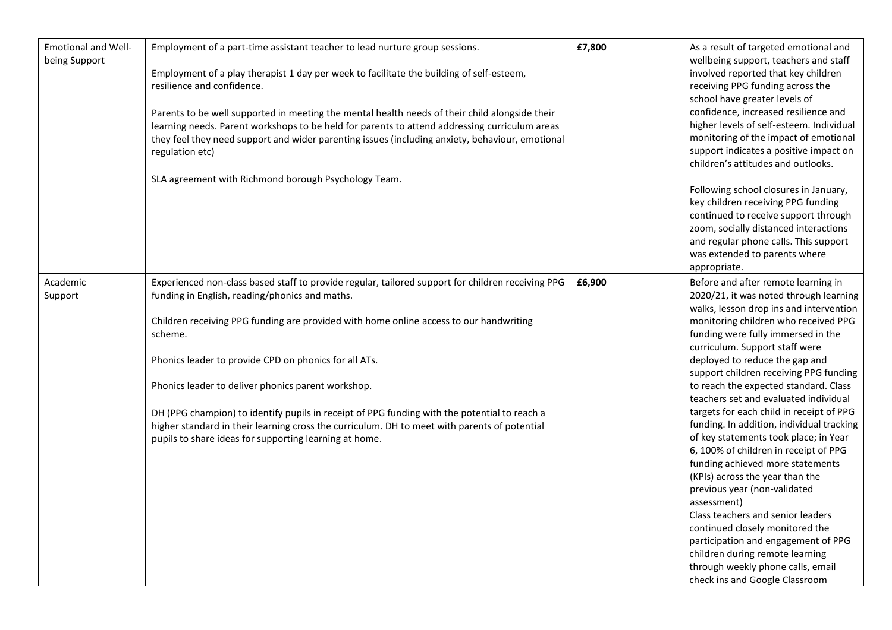| | | | |
|---|---|---|---|
| Emotional and Well-being Support | Employment of a part-time assistant teacher to lead nurture group sessions.<br><br>Employment of a play therapist 1 day per week to facilitate the building of self-esteem, resilience and confidence.<br><br>Parents to be well supported in meeting the mental health needs of their child alongside their learning needs. Parent workshops to be held for parents to attend addressing curriculum areas they feel they need support and wider parenting issues (including anxiety, behaviour, emotional regulation etc)<br><br>SLA agreement with Richmond borough Psychology Team. | **£7,800** | As a result of targeted emotional and wellbeing support, teachers and staff involved reported that key children receiving PPG funding across the school have greater levels of confidence, increased resilience and higher levels of self-esteem. Individual monitoring of the impact of emotional support indicates a positive impact on children's attitudes and outlooks.<br><br>Following school closures in January, key children receiving PPG funding continued to receive support through zoom, socially distanced interactions and regular phone calls. This support was extended to parents where appropriate. |
| Academic Support | Experienced non-class based staff to provide regular, tailored support for children receiving PPG funding in English, reading/phonics and maths.<br><br>Children receiving PPG funding are provided with home online access to our handwriting scheme.<br><br>Phonics leader to provide CPD on phonics for all ATs.<br><br>Phonics leader to deliver phonics parent workshop.<br><br>DH (PPG champion) to identify pupils in receipt of PPG funding with the potential to reach a higher standard in their learning cross the curriculum. DH to meet with parents of potential pupils to share ideas for supporting learning at home. | **£6,900** | Before and after remote learning in 2020/21, it was noted through learning walks, lesson drop ins and intervention monitoring children who received PPG funding were fully immersed in the curriculum. Support staff were deployed to reduce the gap and support children receiving PPG funding to reach the expected standard. Class teachers set and evaluated individual targets for each child in receipt of PPG funding. In addition, individual tracking of key statements took place; in Year 6, 100% of children in receipt of PPG funding achieved more statements (KPIs) across the year than the previous year (non-validated assessment)<br>Class teachers and senior leaders continued closely monitored the participation and engagement of PPG children during remote learning through weekly phone calls, email check ins and Google Classroom |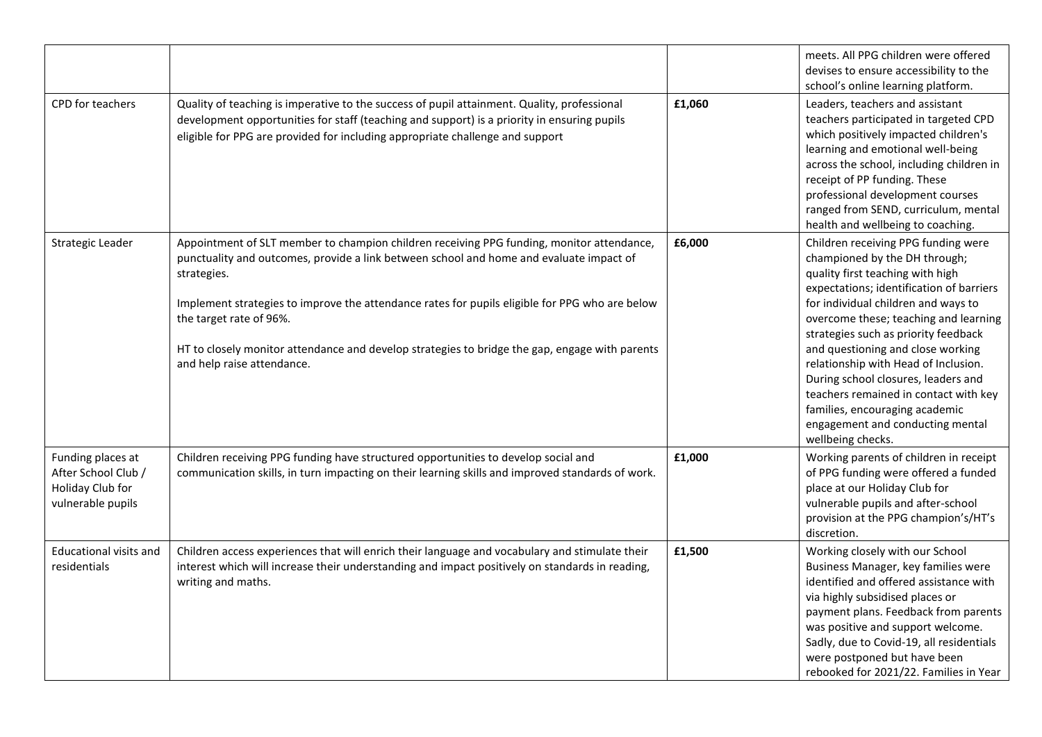| | | | |
|---|---|---|---|
| | | | meets. All PPG children were offered devises to ensure accessibility to the school's online learning platform. |
| CPD for teachers | Quality of teaching is imperative to the success of pupil attainment. Quality, professional development opportunities for staff (teaching and support) is a priority in ensuring pupils eligible for PPG are provided for including appropriate challenge and support | **£1,060** | Leaders, teachers and assistant teachers participated in targeted CPD which positively impacted children's learning and emotional well-being across the school, including children in receipt of PP funding. These professional development courses ranged from SEND, curriculum, mental health and wellbeing to coaching. |
| Strategic Leader | Appointment of SLT member to champion children receiving PPG funding, monitor attendance, punctuality and outcomes, provide a link between school and home and evaluate impact of strategies.<br><br>Implement strategies to improve the attendance rates for pupils eligible for PPG who are below the target rate of 96%.<br><br>HT to closely monitor attendance and develop strategies to bridge the gap, engage with parents and help raise attendance. | **£6,000** | Children receiving PPG funding were championed by the DH through; quality first teaching with high expectations; identification of barriers for individual children and ways to overcome these; teaching and learning strategies such as priority feedback and questioning and close working relationship with Head of Inclusion. During school closures, leaders and teachers remained in contact with key families, encouraging academic engagement and conducting mental wellbeing checks. |
| Funding places at After School Club / Holiday Club for vulnerable pupils | Children receiving PPG funding have structured opportunities to develop social and communication skills, in turn impacting on their learning skills and improved standards of work. | **£1,000** | Working parents of children in receipt of PPG funding were offered a funded place at our Holiday Club for vulnerable pupils and after-school provision at the PPG champion's/HT's discretion. |
| Educational visits and residentials | Children access experiences that will enrich their language and vocabulary and stimulate their interest which will increase their understanding and impact positively on standards in reading, writing and maths. | **£1,500** | Working closely with our School Business Manager, key families were identified and offered assistance with via highly subsidised places or payment plans. Feedback from parents was positive and support welcome. Sadly, due to Covid-19, all residentials were postponed but have been rebooked for 2021/22. Families in Year |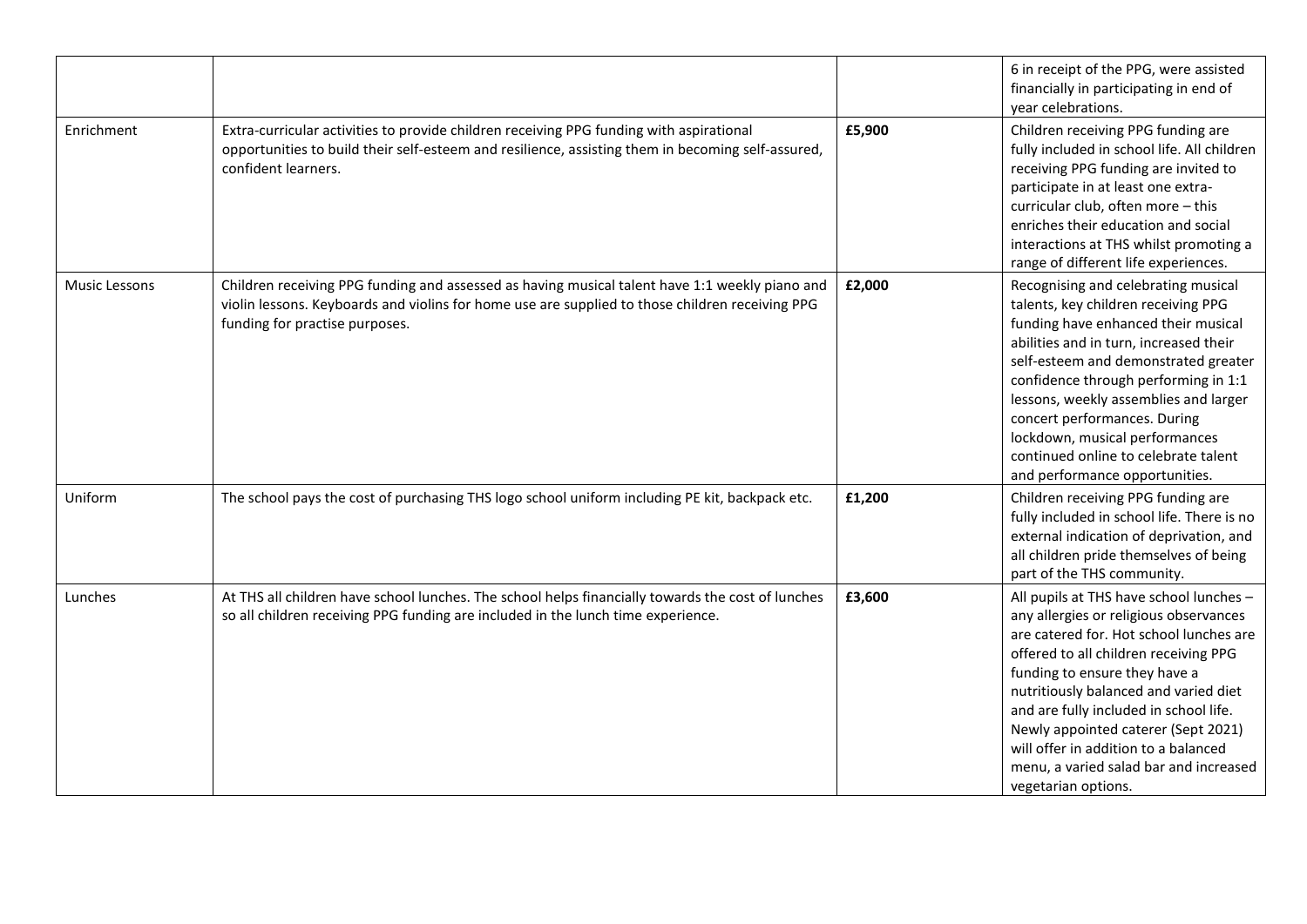| | | | |
|---|---|---|---|
| | | | 6 in receipt of the PPG, were assisted financially in participating in end of year celebrations. |
| Enrichment | Extra-curricular activities to provide children receiving PPG funding with aspirational opportunities to build their self-esteem and resilience, assisting them in becoming self-assured, confident learners. | **£5,900** | Children receiving PPG funding are fully included in school life. All children receiving PPG funding are invited to participate in at least one extra-curricular club, often more – this enriches their education and social interactions at THS whilst promoting a range of different life experiences. |
| Music Lessons | Children receiving PPG funding and assessed as having musical talent have 1:1 weekly piano and violin lessons. Keyboards and violins for home use are supplied to those children receiving PPG funding for practise purposes. | **£2,000** | Recognising and celebrating musical talents, key children receiving PPG funding have enhanced their musical abilities and in turn, increased their self-esteem and demonstrated greater confidence through performing in 1:1 lessons, weekly assemblies and larger concert performances. During lockdown, musical performances continued online to celebrate talent and performance opportunities. |
| Uniform | The school pays the cost of purchasing THS logo school uniform including PE kit, backpack etc. | **£1,200** | Children receiving PPG funding are fully included in school life. There is no external indication of deprivation, and all children pride themselves of being part of the THS community. |
| Lunches | At THS all children have school lunches. The school helps financially towards the cost of lunches so all children receiving PPG funding are included in the lunch time experience. | **£3,600** | All pupils at THS have school lunches – any allergies or religious observances are catered for. Hot school lunches are offered to all children receiving PPG funding to ensure they have a nutritiously balanced and varied diet and are fully included in school life. Newly appointed caterer (Sept 2021) will offer in addition to a balanced menu, a varied salad bar and increased vegetarian options. |